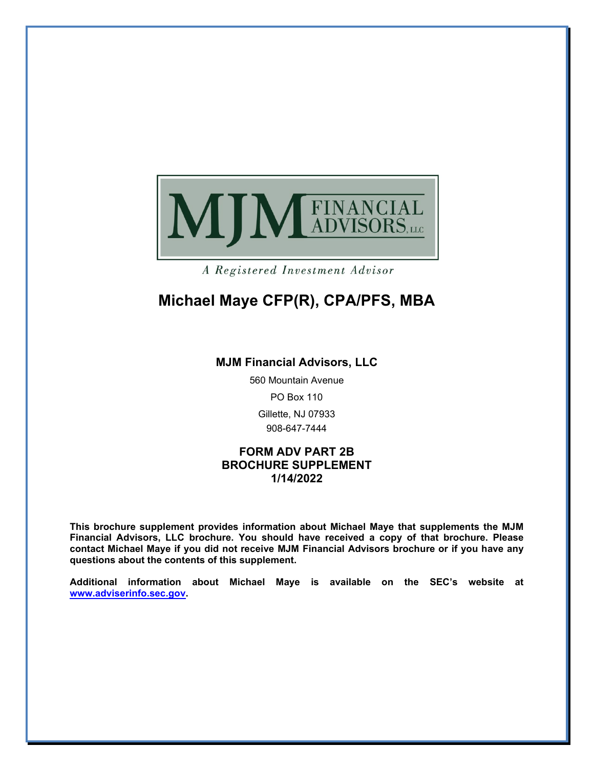MJM FINANCIAL ADVISORS, LLC

*A Registered Investment Advisor*

# Michael Maye CFP(R), CPA/PFS, MBA

**MJM Financial Advisors, LLC**

560 Mountain Avenue

PO Box 110

Gillette, NJ 07933

908-647-7444

**FORM ADV PART 2B**
**BROCHURE SUPPLEMENT**
**1/14/2022**

**This brochure supplement provides information about Michael Maye that supplements the MJM Financial Advisors, LLC brochure. You should have received a copy of that brochure. Please contact Michael Maye if you did not receive MJM Financial Advisors brochure or if you have any questions about the contents of this supplement.**

**Additional information about Michael Maye is available on the SEC's website at www.adviserinfo.sec.gov.**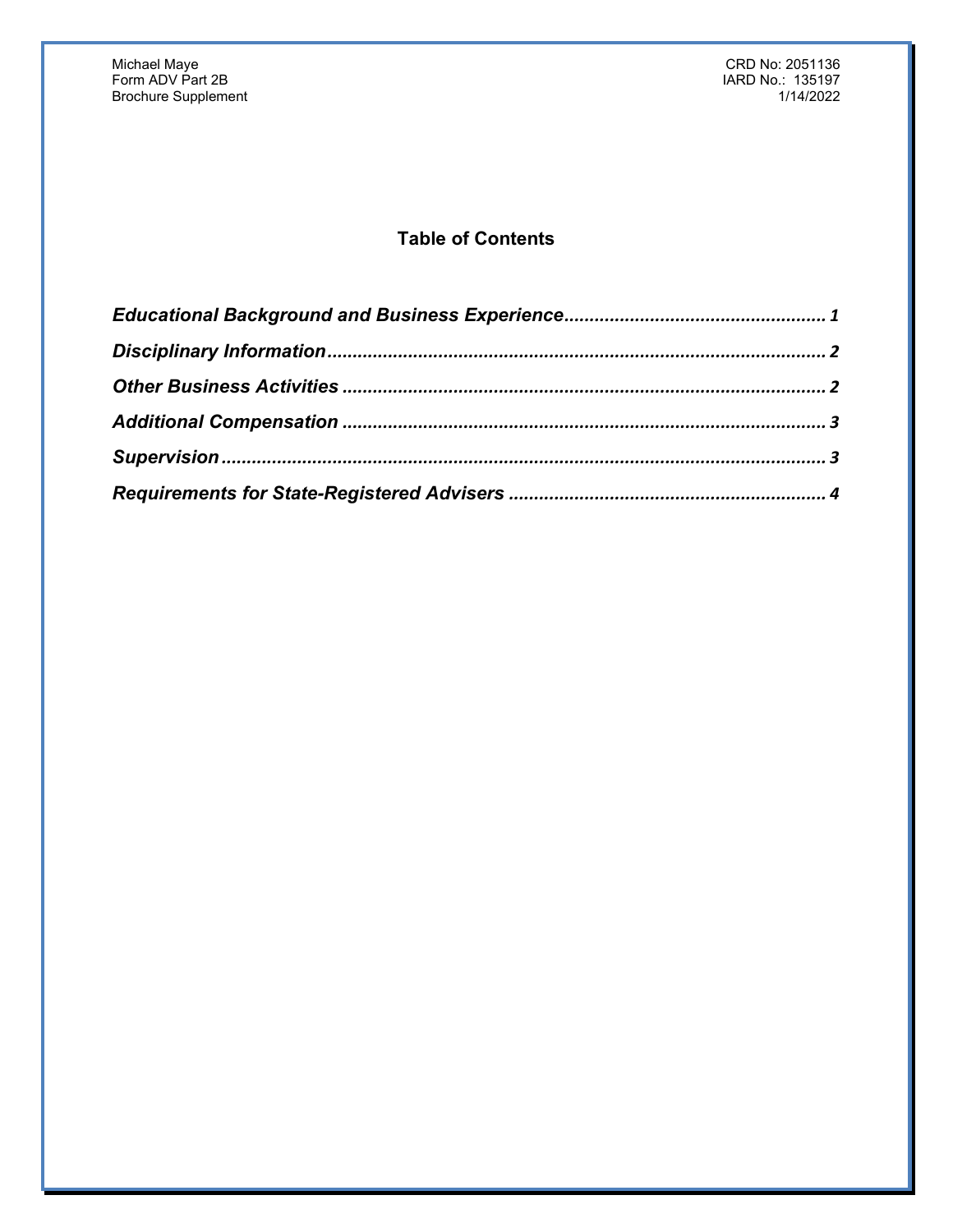## Table of Contents

*Educational Background and Business Experience* ........................................ 1

*Disciplinary Information* ........................................ 2

*Other Business Activities* ........................................ 2

*Additional Compensation* ........................................ 3

*Supervision* ........................................ 3

*Requirements for State-Registered Advisers* ........................................ 4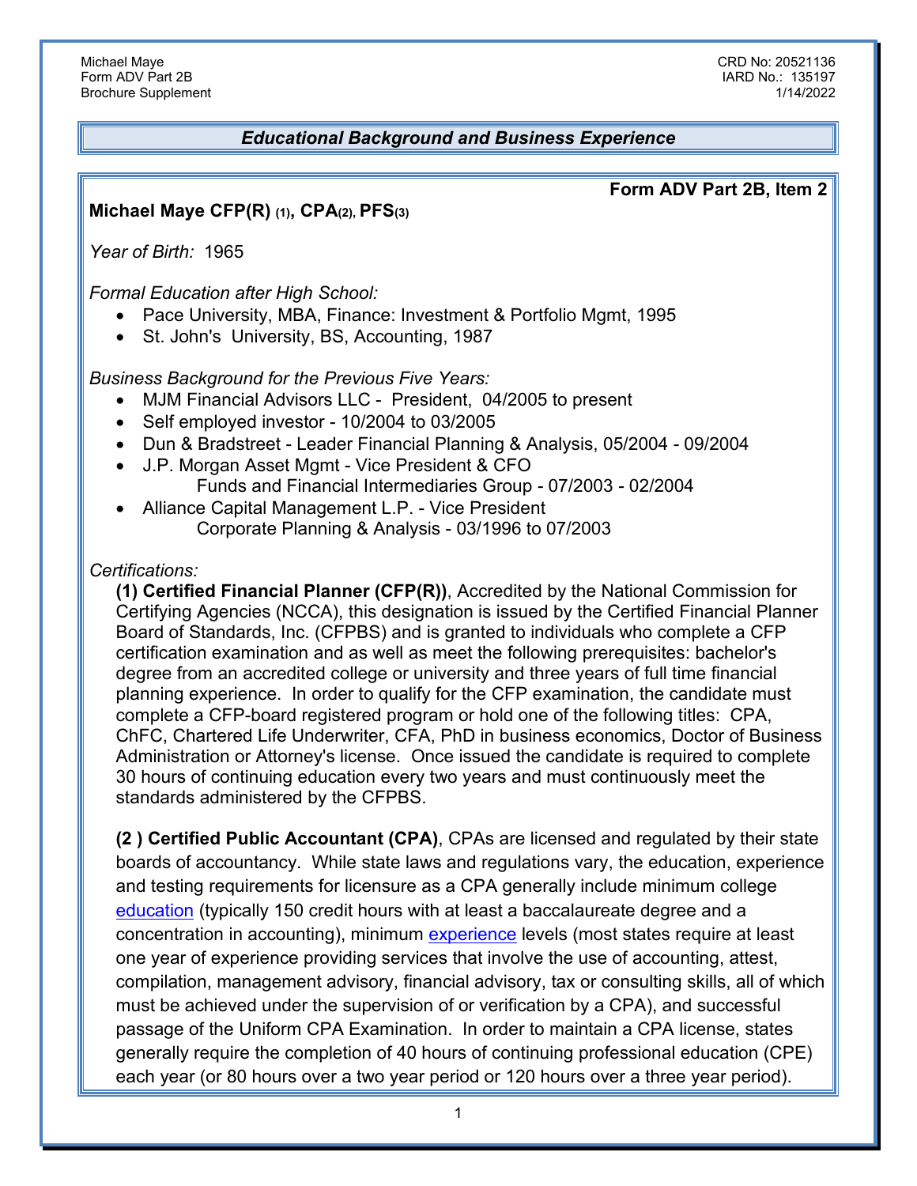## Educational Background and Business Experience

**Form ADV Part 2B, Item 2**

**Michael Maye CFP(R) (1), CPA(2), PFS(3)**

*Year of Birth:* 1965

*Formal Education after High School:*

- Pace University, MBA, Finance: Investment & Portfolio Mgmt, 1995
- St. John's University, BS, Accounting, 1987

*Business Background for the Previous Five Years:*

- MJM Financial Advisors LLC - President, 04/2005 to present
- Self employed investor - 10/2004 to 03/2005
- Dun & Bradstreet - Leader Financial Planning & Analysis, 05/2004 - 09/2004
- J.P. Morgan Asset Mgmt - Vice President & CFO
  Funds and Financial Intermediaries Group - 07/2003 - 02/2004
- Alliance Capital Management L.P. - Vice President
  Corporate Planning & Analysis - 03/1996 to 07/2003

*Certifications:*

**(1) Certified Financial Planner (CFP(R))**, Accredited by the National Commission for Certifying Agencies (NCCA), this designation is issued by the Certified Financial Planner Board of Standards, Inc. (CFPBS) and is granted to individuals who complete a CFP certification examination and as well as meet the following prerequisites: bachelor's degree from an accredited college or university and three years of full time financial planning experience. In order to qualify for the CFP examination, the candidate must complete a CFP-board registered program or hold one of the following titles: CPA, ChFC, Chartered Life Underwriter, CFA, PhD in business economics, Doctor of Business Administration or Attorney's license. Once issued the candidate is required to complete 30 hours of continuing education every two years and must continuously meet the standards administered by the CFPBS.

**(2 ) Certified Public Accountant (CPA)**, CPAs are licensed and regulated by their state boards of accountancy. While state laws and regulations vary, the education, experience and testing requirements for licensure as a CPA generally include minimum college education (typically 150 credit hours with at least a baccalaureate degree and a concentration in accounting), minimum experience levels (most states require at least one year of experience providing services that involve the use of accounting, attest, compilation, management advisory, financial advisory, tax or consulting skills, all of which must be achieved under the supervision of or verification by a CPA), and successful passage of the Uniform CPA Examination. In order to maintain a CPA license, states generally require the completion of 40 hours of continuing professional education (CPE) each year (or 80 hours over a two year period or 120 hours over a three year period).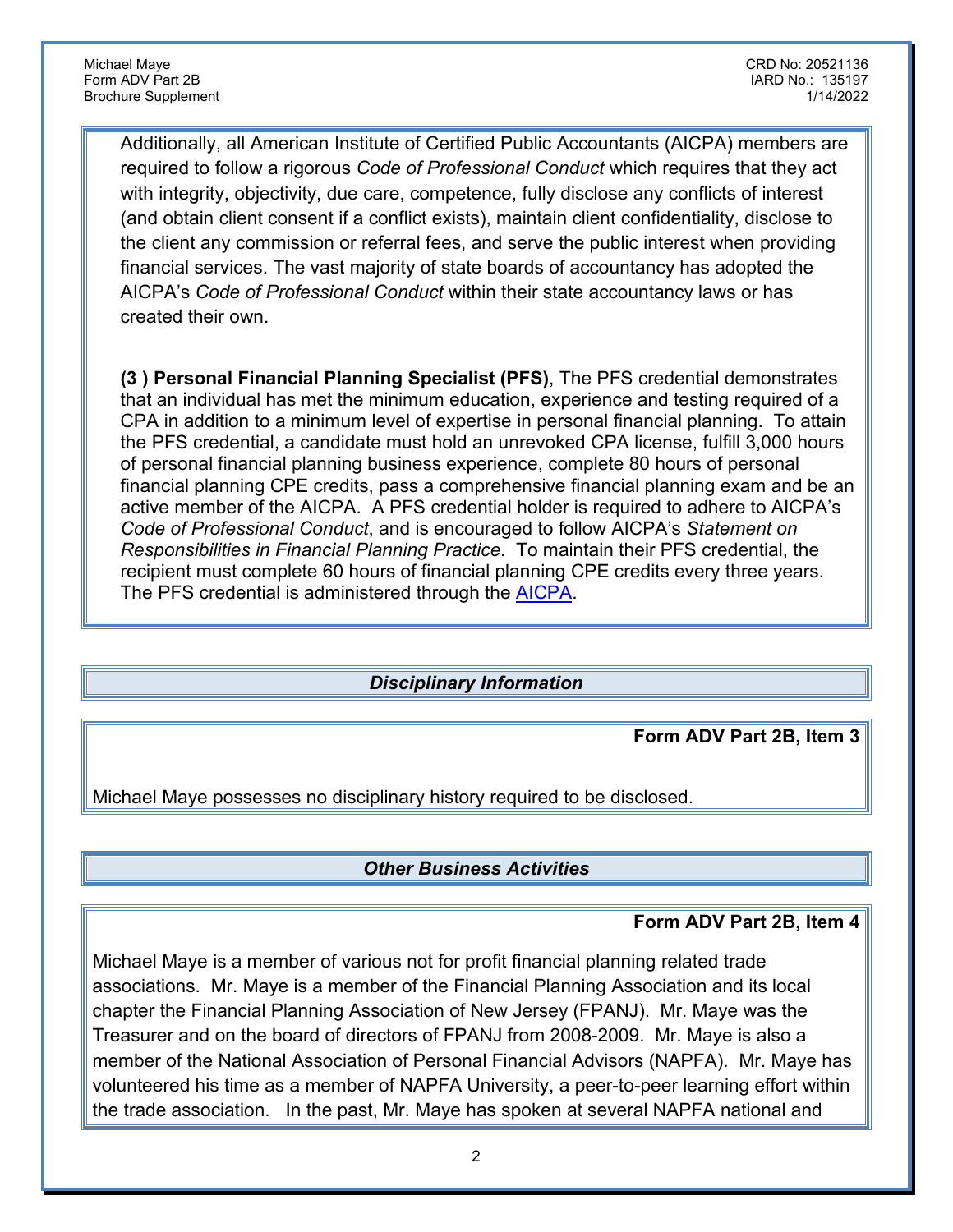Additionally, all American Institute of Certified Public Accountants (AICPA) members are required to follow a rigorous *Code of Professional Conduct* which requires that they act with integrity, objectivity, due care, competence, fully disclose any conflicts of interest (and obtain client consent if a conflict exists), maintain client confidentiality, disclose to the client any commission or referral fees, and serve the public interest when providing financial services. The vast majority of state boards of accountancy has adopted the AICPA's *Code of Professional Conduct* within their state accountancy laws or has created their own.

**(3 ) Personal Financial Planning Specialist (PFS)**, The PFS credential demonstrates that an individual has met the minimum education, experience and testing required of a CPA in addition to a minimum level of expertise in personal financial planning. To attain the PFS credential, a candidate must hold an unrevoked CPA license, fulfill 3,000 hours of personal financial planning business experience, complete 80 hours of personal financial planning CPE credits, pass a comprehensive financial planning exam and be an active member of the AICPA. A PFS credential holder is required to adhere to AICPA's *Code of Professional Conduct*, and is encouraged to follow AICPA's *Statement on Responsibilities in Financial Planning Practice*. To maintain their PFS credential, the recipient must complete 60 hours of financial planning CPE credits every three years. The PFS credential is administered through the AICPA.

## *Disciplinary Information*

**Form ADV Part 2B, Item 3**

Michael Maye possesses no disciplinary history required to be disclosed.

## *Other Business Activities*

**Form ADV Part 2B, Item 4**

Michael Maye is a member of various not for profit financial planning related trade associations. Mr. Maye is a member of the Financial Planning Association and its local chapter the Financial Planning Association of New Jersey (FPANJ). Mr. Maye was the Treasurer and on the board of directors of FPANJ from 2008-2009. Mr. Maye is also a member of the National Association of Personal Financial Advisors (NAPFA). Mr. Maye has volunteered his time as a member of NAPFA University, a peer-to-peer learning effort within the trade association. In the past, Mr. Maye has spoken at several NAPFA national and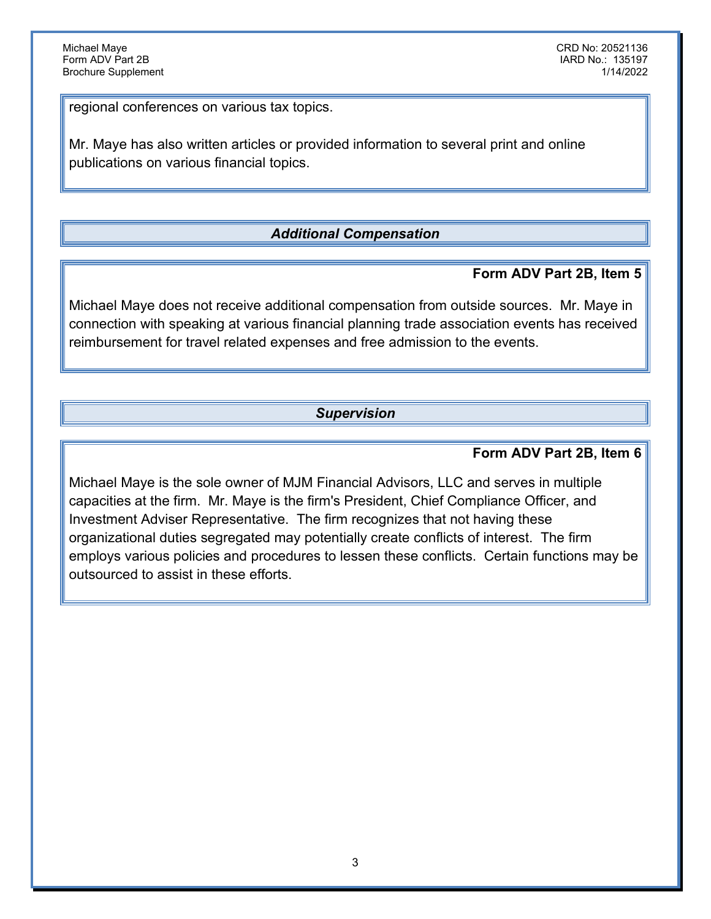regional conferences on various tax topics.

Mr. Maye has also written articles or provided information to several print and online publications on various financial topics.

## *Additional Compensation*

**Form ADV Part 2B, Item 5**

Michael Maye does not receive additional compensation from outside sources. Mr. Maye in connection with speaking at various financial planning trade association events has received reimbursement for travel related expenses and free admission to the events.

## *Supervision*

**Form ADV Part 2B, Item 6**

Michael Maye is the sole owner of MJM Financial Advisors, LLC and serves in multiple capacities at the firm. Mr. Maye is the firm's President, Chief Compliance Officer, and Investment Adviser Representative. The firm recognizes that not having these organizational duties segregated may potentially create conflicts of interest. The firm employs various policies and procedures to lessen these conflicts. Certain functions may be outsourced to assist in these efforts.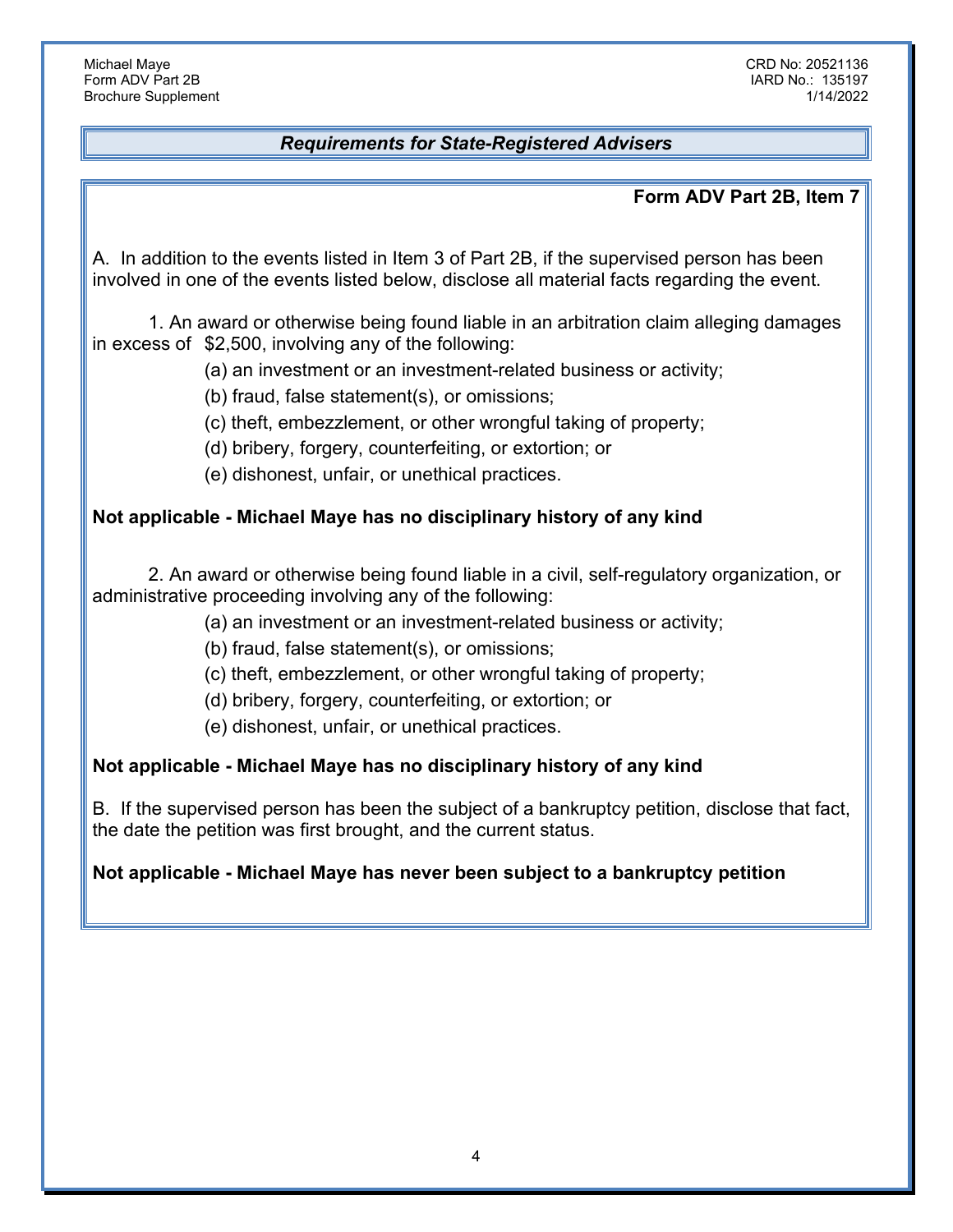## *Requirements for State-Registered Advisers*

**Form ADV Part 2B, Item 7**

A. In addition to the events listed in Item 3 of Part 2B, if the supervised person has been involved in one of the events listed below, disclose all material facts regarding the event.

1. An award or otherwise being found liable in an arbitration claim alleging damages in excess of $2,500, involving any of the following:
   - (a) an investment or an investment-related business or activity;
   - (b) fraud, false statement(s), or omissions;
   - (c) theft, embezzlement, or other wrongful taking of property;
   - (d) bribery, forgery, counterfeiting, or extortion; or
   - (e) dishonest, unfair, or unethical practices.

**Not applicable - Michael Maye has no disciplinary history of any kind**

2. An award or otherwise being found liable in a civil, self-regulatory organization, or administrative proceeding involving any of the following:
   - (a) an investment or an investment-related business or activity;
   - (b) fraud, false statement(s), or omissions;
   - (c) theft, embezzlement, or other wrongful taking of property;
   - (d) bribery, forgery, counterfeiting, or extortion; or
   - (e) dishonest, unfair, or unethical practices.

**Not applicable - Michael Maye has no disciplinary history of any kind**

B. If the supervised person has been the subject of a bankruptcy petition, disclose that fact, the date the petition was first brought, and the current status.

**Not applicable - Michael Maye has never been subject to a bankruptcy petition**